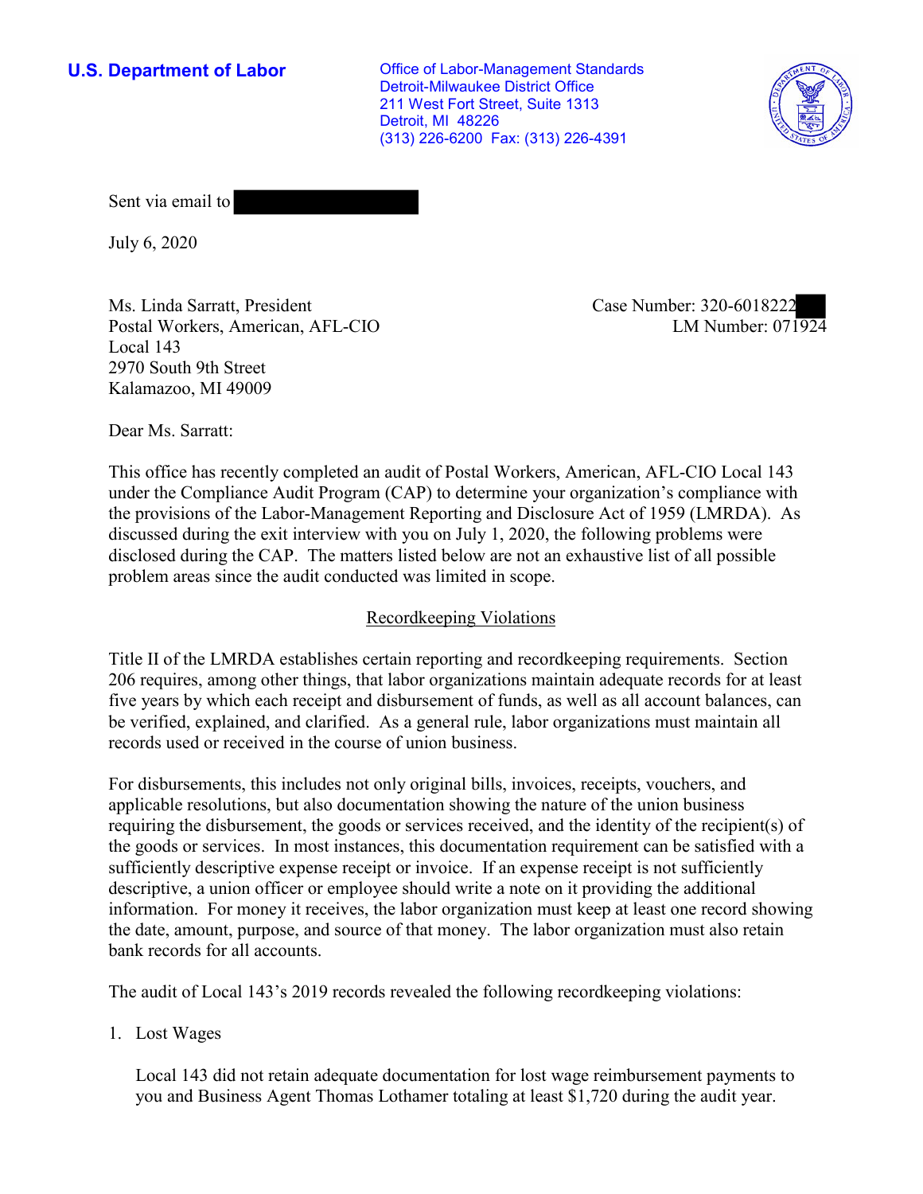**U.S. Department of Labor**

Office of Labor-Management Standards
Detroit-Milwaukee District Office
211 West Fort Street, Suite 1313
Detroit, MI 48226
(313) 226-6200 Fax: (313) 226-4391

Sent via email to

July 6, 2020

Ms. Linda Sarratt, President
Postal Workers, American, AFL-CIO
Local 143
2970 South 9th Street
Kalamazoo, MI 49009

Case Number: 320-6018222
LM Number: 071924

Dear Ms. Sarratt:

This office has recently completed an audit of Postal Workers, American, AFL-CIO Local 143 under the Compliance Audit Program (CAP) to determine your organization's compliance with the provisions of the Labor-Management Reporting and Disclosure Act of 1959 (LMRDA). As discussed during the exit interview with you on July 1, 2020, the following problems were disclosed during the CAP. The matters listed below are not an exhaustive list of all possible problem areas since the audit conducted was limited in scope.

## Recordkeeping Violations

Title II of the LMRDA establishes certain reporting and recordkeeping requirements. Section 206 requires, among other things, that labor organizations maintain adequate records for at least five years by which each receipt and disbursement of funds, as well as all account balances, can be verified, explained, and clarified. As a general rule, labor organizations must maintain all records used or received in the course of union business.

For disbursements, this includes not only original bills, invoices, receipts, vouchers, and applicable resolutions, but also documentation showing the nature of the union business requiring the disbursement, the goods or services received, and the identity of the recipient(s) of the goods or services. In most instances, this documentation requirement can be satisfied with a sufficiently descriptive expense receipt or invoice. If an expense receipt is not sufficiently descriptive, a union officer or employee should write a note on it providing the additional information. For money it receives, the labor organization must keep at least one record showing the date, amount, purpose, and source of that money. The labor organization must also retain bank records for all accounts.

The audit of Local 143's 2019 records revealed the following recordkeeping violations:

1. Lost Wages

   Local 143 did not retain adequate documentation for lost wage reimbursement payments to you and Business Agent Thomas Lothamer totaling at least $1,720 during the audit year.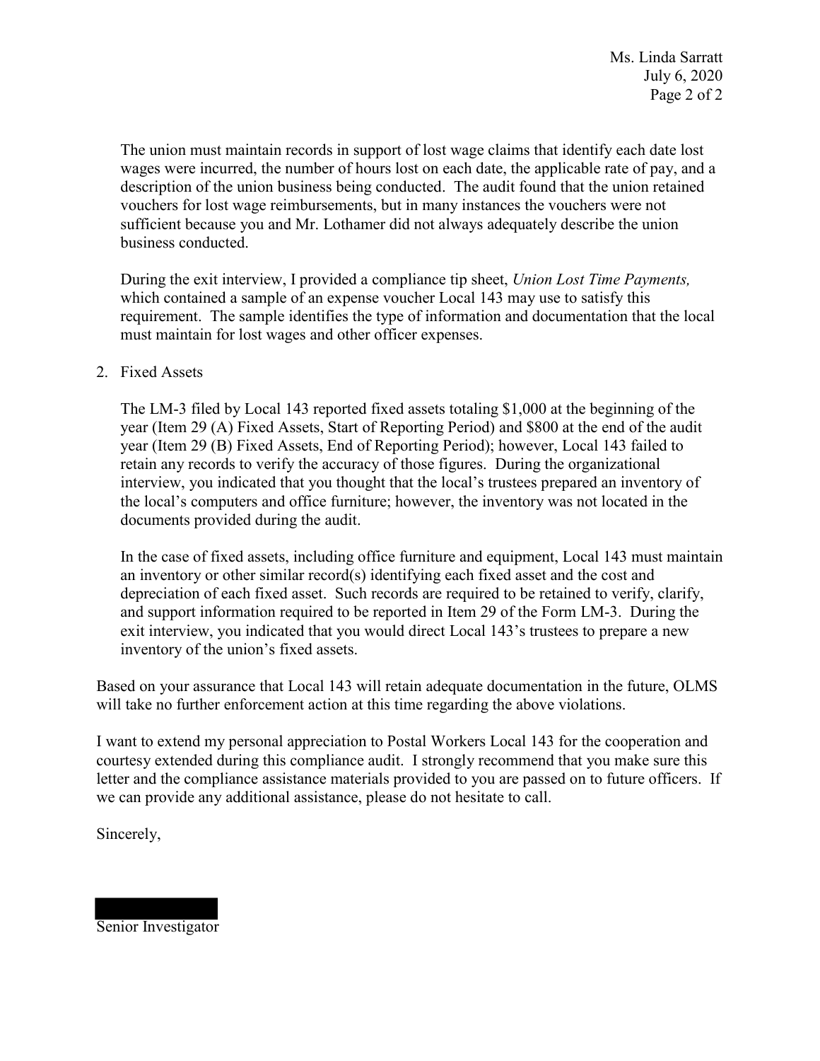The union must maintain records in support of lost wage claims that identify each date lost wages were incurred, the number of hours lost on each date, the applicable rate of pay, and a description of the union business being conducted. The audit found that the union retained vouchers for lost wage reimbursements, but in many instances the vouchers were not sufficient because you and Mr. Lothamer did not always adequately describe the union business conducted.

During the exit interview, I provided a compliance tip sheet, *Union Lost Time Payments,* which contained a sample of an expense voucher Local 143 may use to satisfy this requirement. The sample identifies the type of information and documentation that the local must maintain for lost wages and other officer expenses.

2. Fixed Assets

   The LM-3 filed by Local 143 reported fixed assets totaling $1,000 at the beginning of the year (Item 29 (A) Fixed Assets, Start of Reporting Period) and $800 at the end of the audit year (Item 29 (B) Fixed Assets, End of Reporting Period); however, Local 143 failed to retain any records to verify the accuracy of those figures. During the organizational interview, you indicated that you thought that the local's trustees prepared an inventory of the local's computers and office furniture; however, the inventory was not located in the documents provided during the audit.

   In the case of fixed assets, including office furniture and equipment, Local 143 must maintain an inventory or other similar record(s) identifying each fixed asset and the cost and depreciation of each fixed asset. Such records are required to be retained to verify, clarify, and support information required to be reported in Item 29 of the Form LM-3. During the exit interview, you indicated that you would direct Local 143's trustees to prepare a new inventory of the union's fixed assets.

Based on your assurance that Local 143 will retain adequate documentation in the future, OLMS will take no further enforcement action at this time regarding the above violations.

I want to extend my personal appreciation to Postal Workers Local 143 for the cooperation and courtesy extended during this compliance audit. I strongly recommend that you make sure this letter and the compliance assistance materials provided to you are passed on to future officers. If we can provide any additional assistance, please do not hesitate to call.

Sincerely,

Senior Investigator